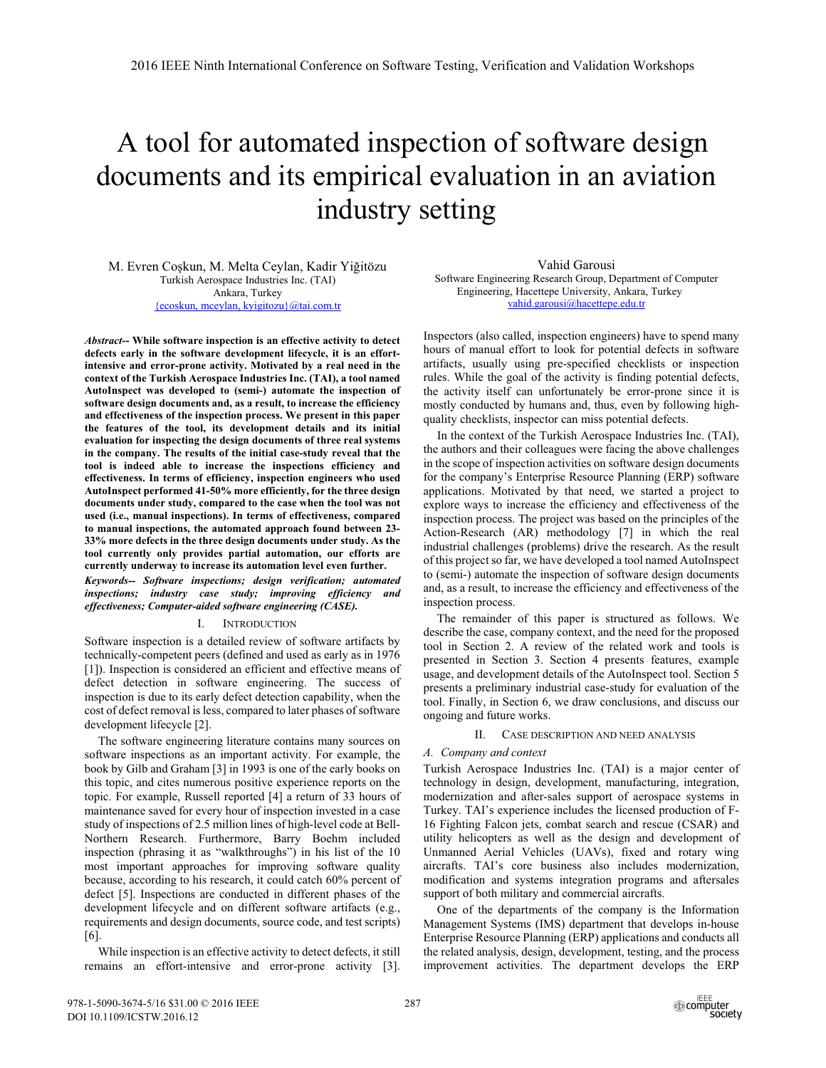# A tool for automated inspection of software design documents and its empirical evaluation in an aviation industry setting

M. Evren Coşkun, M. Melta Ceylan, Kadir Yiğitözu
Turkish Aerospace Industries Inc. (TAI)
Ankara, Turkey
{ecoskun, mceylan, kyigitozu}@tai.com.tr

Vahid Garousi
Software Engineering Research Group, Department of Computer Engineering, Hacettepe University, Ankara, Turkey
vahid.garousi@hacettepe.edu.tr

***Abstract*-- While software inspection is an effective activity to detect defects early in the software development lifecycle, it is an effort-intensive and error-prone activity. Motivated by a real need in the context of the Turkish Aerospace Industries Inc. (TAI), a tool named AutoInspect was developed to (semi-) automate the inspection of software design documents and, as a result, to increase the efficiency and effectiveness of the inspection process. We present in this paper the features of the tool, its development details and its initial evaluation for inspecting the design documents of three real systems in the company. The results of the initial case-study reveal that the tool is indeed able to increase the inspections efficiency and effectiveness. In terms of efficiency, inspection engineers who used AutoInspect performed 41-50% more efficiently, for the three design documents under study, compared to the case when the tool was not used (i.e., manual inspections). In terms of effectiveness, compared to manual inspections, the automated approach found between 23-33% more defects in the three design documents under study. As the tool currently only provides partial automation, our efforts are currently underway to increase its automation level even further.**

***Keywords-- Software inspections; design verification; automated inspections; industry case study; improving efficiency and effectiveness; Computer-aided software engineering (CASE).***

## I. Introduction

Software inspection is a detailed review of software artifacts by technically-competent peers (defined and used as early as in 1976 [1]). Inspection is considered an efficient and effective means of defect detection in software engineering. The success of inspection is due to its early defect detection capability, when the cost of defect removal is less, compared to later phases of software development lifecycle [2].

The software engineering literature contains many sources on software inspections as an important activity. For example, the book by Gilb and Graham [3] in 1993 is one of the early books on this topic, and cites numerous positive experience reports on the topic. For example, Russell reported [4] a return of 33 hours of maintenance saved for every hour of inspection invested in a case study of inspections of 2.5 million lines of high-level code at Bell-Northern Research. Furthermore, Barry Boehm included inspection (phrasing it as "walkthroughs") in his list of the 10 most important approaches for improving software quality because, according to his research, it could catch 60% percent of defect [5]. Inspections are conducted in different phases of the development lifecycle and on different software artifacts (e.g., requirements and design documents, source code, and test scripts) [6].

While inspection is an effective activity to detect defects, it still remains an effort-intensive and error-prone activity [3]. Inspectors (also called, inspection engineers) have to spend many hours of manual effort to look for potential defects in software artifacts, usually using pre-specified checklists or inspection rules. While the goal of the activity is finding potential defects, the activity itself can unfortunately be error-prone since it is mostly conducted by humans and, thus, even by following high-quality checklists, inspector can miss potential defects.

In the context of the Turkish Aerospace Industries Inc. (TAI), the authors and their colleagues were facing the above challenges in the scope of inspection activities on software design documents for the company's Enterprise Resource Planning (ERP) software applications. Motivated by that need, we started a project to explore ways to increase the efficiency and effectiveness of the inspection process. The project was based on the principles of the Action-Research (AR) methodology [7] in which the real industrial challenges (problems) drive the research. As the result of this project so far, we have developed a tool named AutoInspect to (semi-) automate the inspection of software design documents and, as a result, to increase the efficiency and effectiveness of the inspection process.

The remainder of this paper is structured as follows. We describe the case, company context, and the need for the proposed tool in Section 2. A review of the related work and tools is presented in Section 3. Section 4 presents features, example usage, and development details of the AutoInspect tool. Section 5 presents a preliminary industrial case-study for evaluation of the tool. Finally, in Section 6, we draw conclusions, and discuss our ongoing and future works.

## II. Case Description and Need Analysis

### A. Company and context

Turkish Aerospace Industries Inc. (TAI) is a major center of technology in design, development, manufacturing, integration, modernization and after-sales support of aerospace systems in Turkey. TAI's experience includes the licensed production of F-16 Fighting Falcon jets, combat search and rescue (CSAR) and utility helicopters as well as the design and development of Unmanned Aerial Vehicles (UAVs), fixed and rotary wing aircrafts. TAI's core business also includes modernization, modification and systems integration programs and aftersales support of both military and commercial aircrafts.

One of the departments of the company is the Information Management Systems (IMS) department that develops in-house Enterprise Resource Planning (ERP) applications and conducts all the related analysis, design, development, testing, and the process improvement activities. The department develops the ERP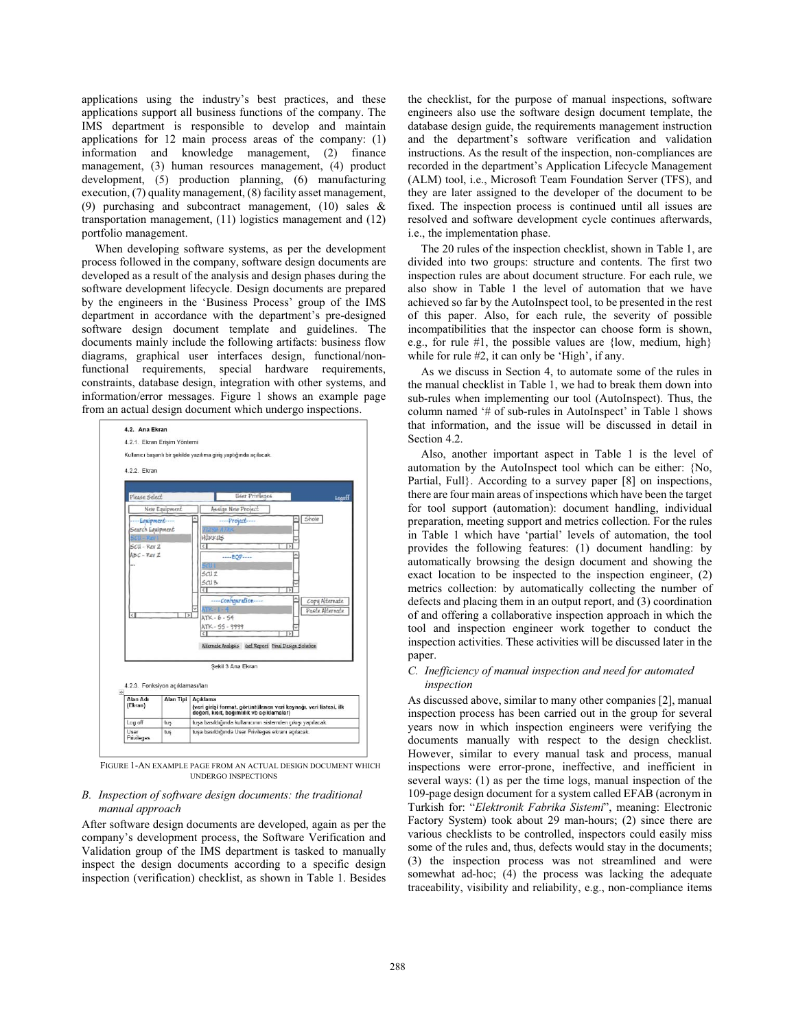applications using the industry's best practices, and these applications support all business functions of the company. The IMS department is responsible to develop and maintain applications for 12 main process areas of the company: (1) information and knowledge management, (2) finance management, (3) human resources management, (4) product development, (5) production planning, (6) manufacturing execution, (7) quality management, (8) facility asset management, (9) purchasing and subcontract management, (10) sales & transportation management, (11) logistics management and (12) portfolio management.

When developing software systems, as per the development process followed in the company, software design documents are developed as a result of the analysis and design phases during the software development lifecycle. Design documents are prepared by the engineers in the 'Business Process' group of the IMS department in accordance with the department's pre-designed software design document template and guidelines. The documents mainly include the following artifacts: business flow diagrams, graphical user interfaces design, functional/non-functional requirements, special hardware requirements, constraints, database design, integration with other systems, and information/error messages. Figure 1 shows an example page from an actual design document which undergo inspections.

FIGURE 1-AN EXAMPLE PAGE FROM AN ACTUAL DESIGN DOCUMENT WHICH UNDERGO INSPECTIONS

### B. *Inspection of software design documents: the traditional manual approach*

After software design documents are developed, again as per the company's development process, the Software Verification and Validation group of the IMS department is tasked to manually inspect the design documents according to a specific design inspection (verification) checklist, as shown in Table 1. Besides the checklist, for the purpose of manual inspections, software engineers also use the software design document template, the database design guide, the requirements management instruction and the department's software verification and validation instructions. As the result of the inspection, non-compliances are recorded in the department's Application Lifecycle Management (ALM) tool, i.e., Microsoft Team Foundation Server (TFS), and they are later assigned to the developer of the document to be fixed. The inspection process is continued until all issues are resolved and software development cycle continues afterwards, i.e., the implementation phase.

The 20 rules of the inspection checklist, shown in Table 1, are divided into two groups: structure and contents. The first two inspection rules are about document structure. For each rule, we also show in Table 1 the level of automation that we have achieved so far by the AutoInspect tool, to be presented in the rest of this paper. Also, for each rule, the severity of possible incompatibilities that the inspector can choose form is shown, e.g., for rule #1, the possible values are {low, medium, high} while for rule #2, it can only be 'High', if any.

As we discuss in Section 4, to automate some of the rules in the manual checklist in Table 1, we had to break them down into sub-rules when implementing our tool (AutoInspect). Thus, the column named '# of sub-rules in AutoInspect' in Table 1 shows that information, and the issue will be discussed in detail in Section 4.2.

Also, another important aspect in Table 1 is the level of automation by the AutoInspect tool which can be either: {No, Partial, Full}. According to a survey paper [8] on inspections, there are four main areas of inspections which have been the target for tool support (automation): document handling, individual preparation, meeting support and metrics collection. For the rules in Table 1 which have 'partial' levels of automation, the tool provides the following features: (1) document handling: by automatically browsing the design document and showing the exact location to be inspected to the inspection engineer, (2) metrics collection: by automatically collecting the number of defects and placing them in an output report, and (3) coordination of and offering a collaborative inspection approach in which the tool and inspection engineer work together to conduct the inspection activities. These activities will be discussed later in the paper.

### C. *Inefficiency of manual inspection and need for automated inspection*

As discussed above, similar to many other companies [2], manual inspection process has been carried out in the group for several years now in which inspection engineers were verifying the documents manually with respect to the design checklist. However, similar to every manual task and process, manual inspections were error-prone, ineffective, and inefficient in several ways: (1) as per the time logs, manual inspection of the 109-page design document for a system called EFAB (acronym in Turkish for: "*Elektronik Fabrika Sistemi*", meaning: Electronic Factory System) took about 29 man-hours; (2) since there are various checklists to be controlled, inspectors could easily miss some of the rules and, thus, defects would stay in the documents; (3) the inspection process was not streamlined and were somewhat ad-hoc; (4) the process was lacking the adequate traceability, visibility and reliability, e.g., non-compliance items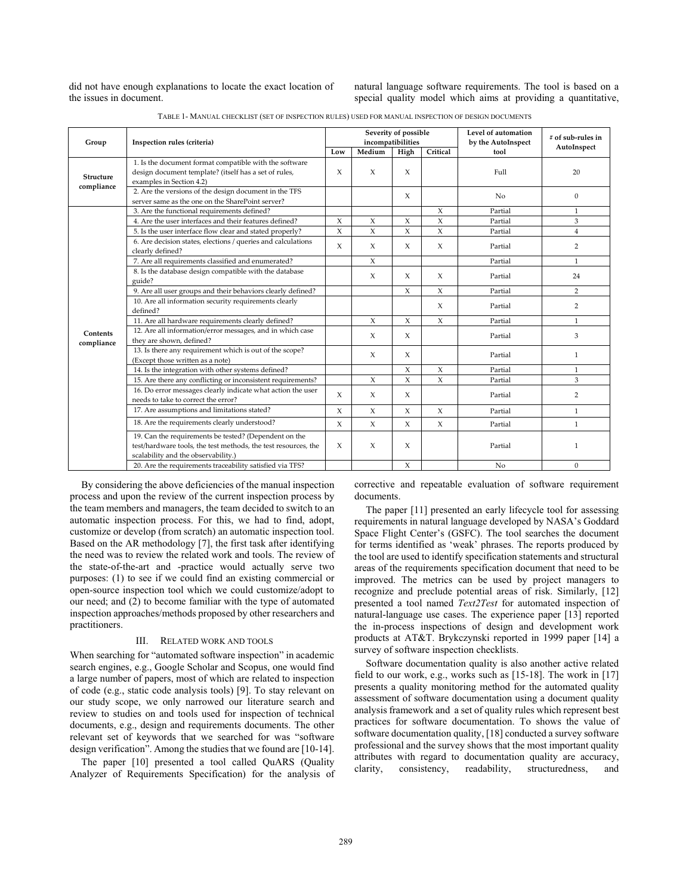did not have enough explanations to locate the exact location of the issues in document.

natural language software requirements. The tool is based on a special quality model which aims at providing a quantitative, corrective and repeatable evaluation of software requirement documents.

TABLE 1- MANUAL CHECKLIST (SET OF INSPECTION RULES) USED FOR MANUAL INSPECTION OF DESIGN DOCUMENTS

| Group | Inspection rules (criteria) | Severity of possible incompatibilities | | | | Level of automation by the AutoInspect tool | # of sub-rules in AutoInspect |
|---|---|---|---|---|---|---|---|
| | | Low | Medium | High | Critical | | |
| Structure compliance | 1. Is the document format compatible with the software design document template? (itself has a set of rules, examples in Section 4.2) | X | X | X | | Full | 20 |
| | 2. Are the versions of the design document in the TFS server same as the one on the SharePoint server? | | | X | | No | 0 |
| Contents compliance | 3. Are the functional requirements defined? | | | | X | Partial | 1 |
| | 4. Are the user interfaces and their features defined? | X | X | X | X | Partial | 3 |
| | 5. Is the user interface flow clear and stated properly? | X | X | X | X | Partial | 4 |
| | 6. Are decision states, elections / queries and calculations clearly defined? | X | X | X | X | Partial | 2 |
| | 7. Are all requirements classified and enumerated? | | X | | | Partial | 1 |
| | 8. Is the database design compatible with the database guide? | | X | X | X | Partial | 24 |
| | 9. Are all user groups and their behaviors clearly defined? | | | X | X | Partial | 2 |
| | 10. Are all information security requirements clearly defined? | | | | X | Partial | 2 |
| | 11. Are all hardware requirements clearly defined? | | X | X | X | Partial | 1 |
| | 12. Are all information/error messages, and in which case they are shown, defined? | | X | X | | Partial | 3 |
| | 13. Is there any requirement which is out of the scope? (Except those written as a note) | | X | X | | Partial | 1 |
| | 14. Is the integration with other systems defined? | | | X | X | Partial | 1 |
| | 15. Are there any conflicting or inconsistent requirements? | | X | X | X | Partial | 3 |
| | 16. Do error messages clearly indicate what action the user needs to take to correct the error? | X | X | X | | Partial | 2 |
| | 17. Are assumptions and limitations stated? | X | X | X | X | Partial | 1 |
| | 18. Are the requirements clearly understood? | X | X | X | X | Partial | 1 |
| | 19. Can the requirements be tested? (Dependent on the test/hardware tools, the test methods, the test resources, the scalability and the observability.) | X | X | X | | Partial | 1 |
| | 20. Are the requirements traceability satisfied via TFS? | | | X | | No | 0 |

By considering the above deficiencies of the manual inspection process and upon the review of the current inspection process by the team members and managers, the team decided to switch to an automatic inspection process. For this, we had to find, adopt, customize or develop (from scratch) an automatic inspection tool. Based on the AR methodology [7], the first task after identifying the need was to review the related work and tools. The review of the state-of-the-art and -practice would actually serve two purposes: (1) to see if we could find an existing commercial or open-source inspection tool which we could customize/adopt to our need; and (2) to become familiar with the type of automated inspection approaches/methods proposed by other researchers and practitioners.

## III. RELATED WORK AND TOOLS

When searching for "automated software inspection" in academic search engines, e.g., Google Scholar and Scopus, one would find a large number of papers, most of which are related to inspection of code (e.g., static code analysis tools) [9]. To stay relevant on our study scope, we only narrowed our literature search and review to studies on and tools used for inspection of technical documents, e.g., design and requirements documents. The other relevant set of keywords that we searched for was "software design verification". Among the studies that we found are [10-14].

The paper [10] presented a tool called QuARS (Quality Analyzer of Requirements Specification) for the analysis of natural language software requirements. The tool is based on a special quality model which aims at providing a quantitative, corrective and repeatable evaluation of software requirement documents.

The paper [11] presented an early lifecycle tool for assessing requirements in natural language developed by NASA's Goddard Space Flight Center's (GSFC). The tool searches the document for terms identified as 'weak' phrases. The reports produced by the tool are used to identify specification statements and structural areas of the requirements specification document that need to be improved. The metrics can be used by project managers to recognize and preclude potential areas of risk. Similarly, [12] presented a tool named *Text2Test* for automated inspection of natural-language use cases. The experience paper [13] reported the in-process inspections of design and development work products at AT&T. Brykczynski reported in 1999 paper [14] a survey of software inspection checklists.

Software documentation quality is also another active related field to our work, e.g., works such as [15-18]. The work in [17] presents a quality monitoring method for the automated quality assessment of software documentation using a document quality analysis framework and a set of quality rules which represent best practices for software documentation. To shows the value of software documentation quality, [18] conducted a survey software professional and the survey shows that the most important quality attributes with regard to documentation quality are accuracy, clarity, consistency, readability, structuredness, and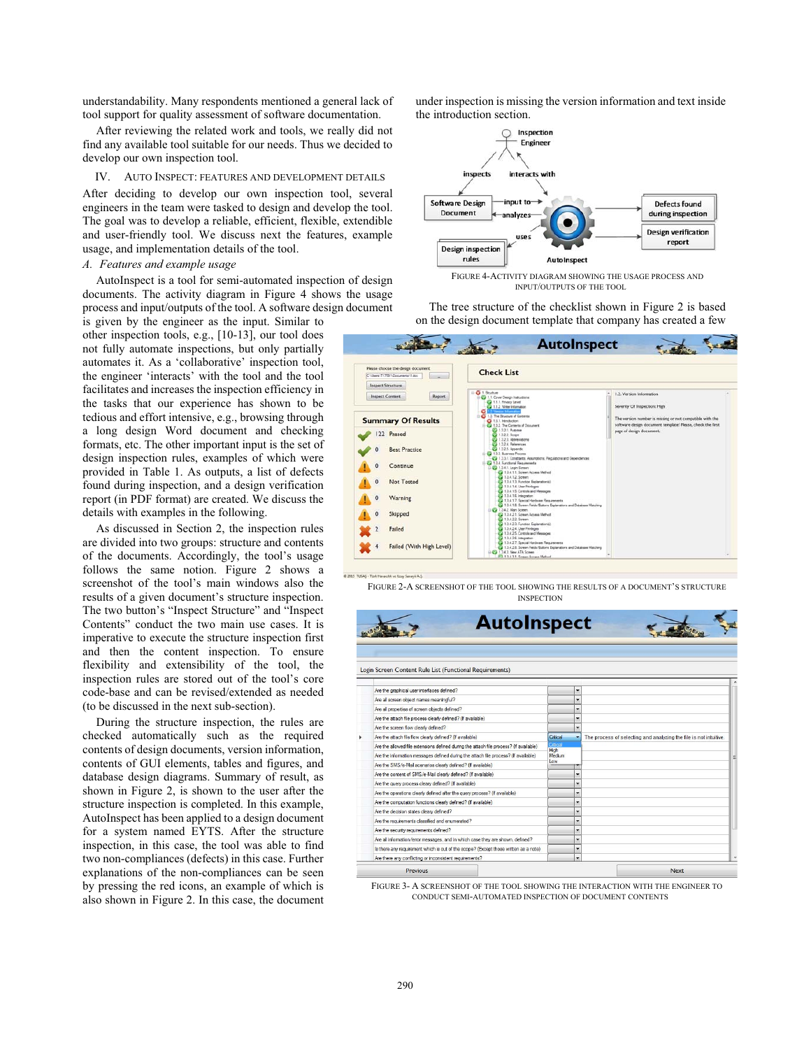understandability. Many respondents mentioned a general lack of tool support for quality assessment of software documentation.

After reviewing the related work and tools, we really did not find any available tool suitable for our needs. Thus we decided to develop our own inspection tool.

## IV. AUTO INSPECT: FEATURES AND DEVELOPMENT DETAILS

After deciding to develop our own inspection tool, several engineers in the team were tasked to design and develop the tool. The goal was to develop a reliable, efficient, flexible, extendible and user-friendly tool. We discuss next the features, example usage, and implementation details of the tool.

### *A. Features and example usage*

AutoInspect is a tool for semi-automated inspection of design documents. The activity diagram in Figure 4 shows the usage process and input/outputs of the tool. A software design document is given by the engineer as the input. Similar to other inspection tools, e.g., [10-13], our tool does not fully automate inspections, but only partially automates it. As a 'collaborative' inspection tool, the engineer 'interacts' with the tool and the tool facilitates and increases the inspection efficiency in the tasks that our experience has shown to be tedious and effort intensive, e.g., browsing through a long design Word document and checking formats, etc. The other important input is the set of design inspection rules, examples of which were provided in Table 1. As outputs, a list of defects found during inspection, and a design verification report (in PDF format) are created. We discuss the details with examples in the following.

As discussed in Section 2, the inspection rules are divided into two groups: structure and contents of the documents. Accordingly, the tool's usage follows the same notion. Figure 2 shows a screenshot of the tool's main windows also the results of a given document's structure inspection. The two button's "Inspect Structure" and "Inspect Contents" conduct the two main use cases. It is imperative to execute the structure inspection first and then the content inspection. To ensure flexibility and extensibility of the tool, the inspection rules are stored out of the tool's core code-base and can be revised/extended as needed (to be discussed in the next sub-section).

During the structure inspection, the rules are checked automatically such as the required contents of design documents, version information, contents of GUI elements, tables and figures, and database design diagrams. Summary of result, as shown in Figure 2, is shown to the user after the structure inspection is completed. In this example, AutoInspect has been applied to a design document for a system named EYTS. After the structure inspection, in this case, the tool was able to find two non-compliances (defects) in this case. Further explanations of the non-compliances can be seen by pressing the red icons, an example of which is also shown in Figure 2. In this case, the document under inspection is missing the version information and text inside the introduction section.

FIGURE 4-ACTIVITY DIAGRAM SHOWING THE USAGE PROCESS AND INPUT/OUTPUTS OF THE TOOL

The tree structure of the checklist shown in Figure 2 is based on the design document template that company has created a few

FIGURE 2-A SCREENSHOT OF THE TOOL SHOWING THE RESULTS OF A DOCUMENT'S STRUCTURE INSPECTION

FIGURE 3- A SCREENSHOT OF THE TOOL SHOWING THE INTERACTION WITH THE ENGINEER TO CONDUCT SEMI-AUTOMATED INSPECTION OF DOCUMENT CONTENTS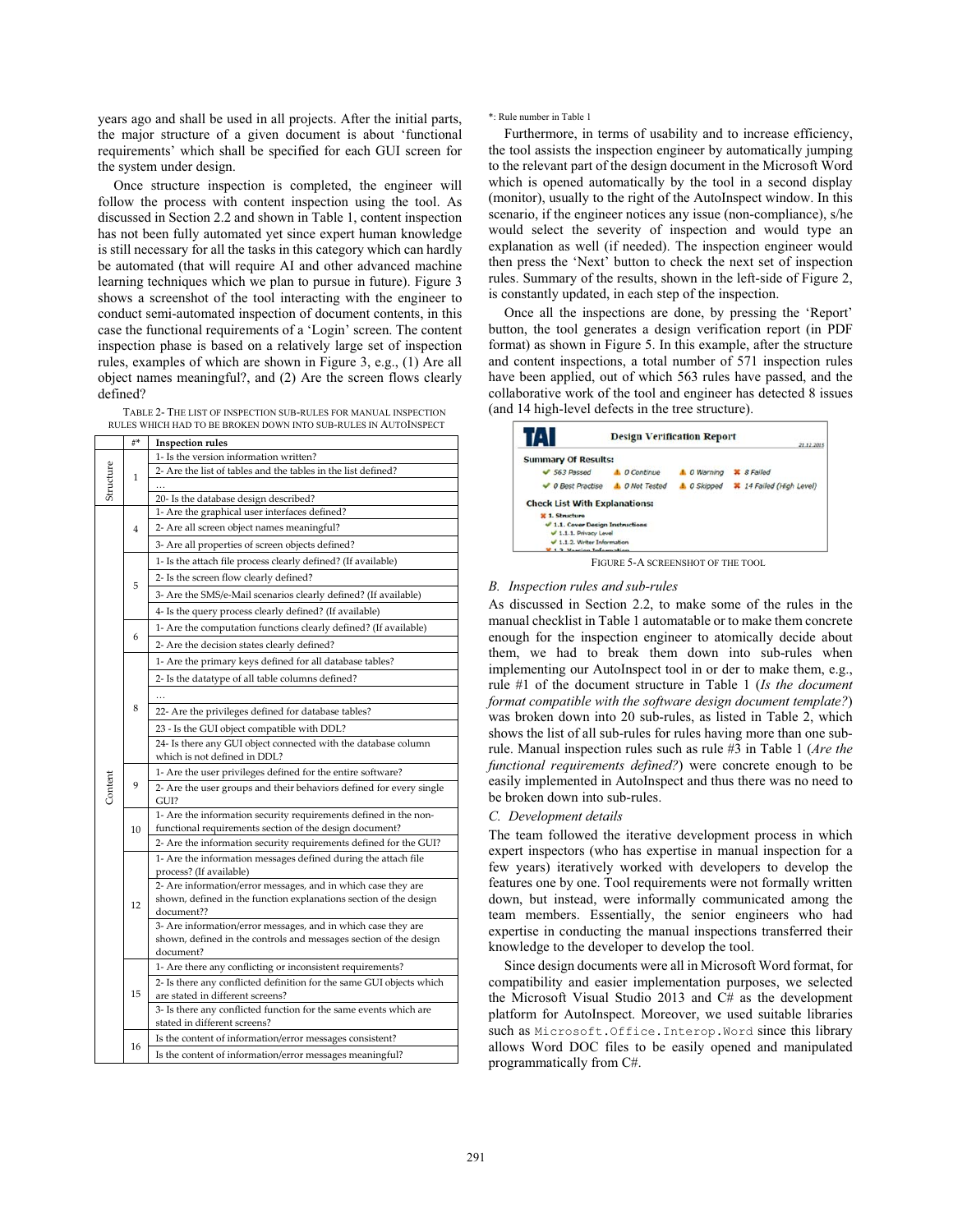years ago and shall be used in all projects. After the initial parts, the major structure of a given document is about 'functional requirements' which shall be specified for each GUI screen for the system under design.

Once structure inspection is completed, the engineer will follow the process with content inspection using the tool. As discussed in Section 2.2 and shown in Table 1, content inspection has not been fully automated yet since expert human knowledge is still necessary for all the tasks in this category which can hardly be automated (that will require AI and other advanced machine learning techniques which we plan to pursue in future). Figure 3 shows a screenshot of the tool interacting with the engineer to conduct semi-automated inspection of document contents, in this case the functional requirements of a 'Login' screen. The content inspection phase is based on a relatively large set of inspection rules, examples of which are shown in Figure 3, e.g., (1) Are all object names meaningful?, and (2) Are the screen flows clearly defined?

TABLE 2- THE LIST OF INSPECTION SUB-RULES FOR MANUAL INSPECTION RULES WHICH HAD TO BE BROKEN DOWN INTO SUB-RULES IN AUTOINSPECT

| | #* | Inspection rules |
|---|---|---|
| Structure | 1 | 1- Is the version information written? |
| | | 2- Are the list of tables and the tables in the list defined? |
| | | … |
| | | 20- Is the database design described? |
| Content | 4 | 1- Are the graphical user interfaces defined? |
| | | 2- Are all screen object names meaningful? |
| | | 3- Are all properties of screen objects defined? |
| | 5 | 1- Is the attach file process clearly defined? (If available) |
| | | 2- Is the screen flow clearly defined? |
| | | 3- Are the SMS/e-Mail scenarios clearly defined? (If available) |
| | | 4- Is the query process clearly defined? (If available) |
| | 6 | 1- Are the computation functions clearly defined? (If available) |
| | | 2- Are the decision states clearly defined? |
| | 8 | 1- Are the primary keys defined for all database tables? |
| | | 2- Is the datatype of all table columns defined? |
| | | … |
| | | 22- Are the privileges defined for database tables? |
| | | 23 - Is the GUI object compatible with DDL? |
| | | 24- Is there any GUI object connected with the database column which is not defined in DDL? |
| | 9 | 1- Are the user privileges defined for the entire software? |
| | | 2- Are the user groups and their behaviors defined for every single GUI? |
| | 10 | 1- Are the information security requirements defined in the non-functional requirements section of the design document? |
| | | 2- Are the information security requirements defined for the GUI? |
| | 12 | 1- Are the information messages defined during the attach file process? (If available) |
| | | 2- Are information/error messages, and in which case they are shown, defined in the function explanations section of the design document?? |
| | | 3- Are information/error messages, and in which case they are shown, defined in the controls and messages section of the design document? |
| | 15 | 1- Are there any conflicting or inconsistent requirements? |
| | | 2- Is there any conflicted definition for the same GUI objects which are stated in different screens? |
| | | 3- Is there any conflicted function for the same events which are stated in different screens? |
| | 16 | Is the content of information/error messages consistent? |
| | | Is the content of information/error messages meaningful? |

*: Rule number in Table 1

Furthermore, in terms of usability and to increase efficiency, the tool assists the inspection engineer by automatically jumping to the relevant part of the design document in the Microsoft Word which is opened automatically by the tool in a second display (monitor), usually to the right of the AutoInspect window. In this scenario, if the engineer notices any issue (non-compliance), s/he would select the severity of inspection and would type an explanation as well (if needed). The inspection engineer would then press the 'Next' button to check the next set of inspection rules. Summary of the results, shown in the left-side of Figure 2, is constantly updated, in each step of the inspection.

Once all the inspections are done, by pressing the 'Report' button, the tool generates a design verification report (in PDF format) as shown in Figure 5. In this example, after the structure and content inspections, a total number of 571 inspection rules have been applied, out of which 563 rules have passed, and the collaborative work of the tool and engineer has detected 8 issues (and 14 high-level defects in the tree structure).

FIGURE 5-A SCREENSHOT OF THE TOOL

### B. Inspection rules and sub-rules

As discussed in Section 2.2, to make some of the rules in the manual checklist in Table 1 automatable or to make them concrete enough for the inspection engineer to atomically decide about them, we had to break them down into sub-rules when implementing our AutoInspect tool in or der to make them, e.g., rule #1 of the document structure in Table 1 (*Is the document format compatible with the software design document template?*) was broken down into 20 sub-rules, as listed in Table 2, which shows the list of all sub-rules for rules having more than one sub-rule. Manual inspection rules such as rule #3 in Table 1 (*Are the functional requirements defined?*) were concrete enough to be easily implemented in AutoInspect and thus there was no need to be broken down into sub-rules.

### C. Development details

The team followed the iterative development process in which expert inspectors (who has expertise in manual inspection for a few years) iteratively worked with developers to develop the features one by one. Tool requirements were not formally written down, but instead, were informally communicated among the team members. Essentially, the senior engineers who had expertise in conducting the manual inspections transferred their knowledge to the developer to develop the tool.

Since design documents were all in Microsoft Word format, for compatibility and easier implementation purposes, we selected the Microsoft Visual Studio 2013 and C# as the development platform for AutoInspect. Moreover, we used suitable libraries such as `Microsoft.Office.Interop.Word` since this library allows Word DOC files to be easily opened and manipulated programmatically from C#.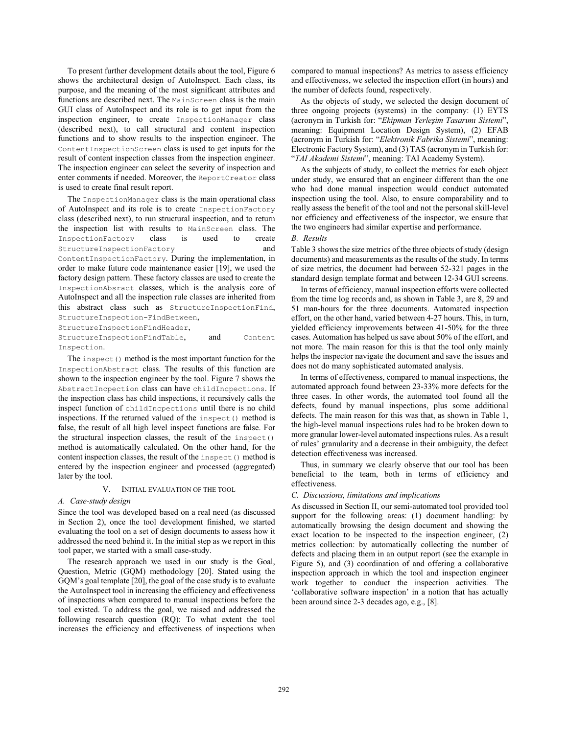To present further development details about the tool, Figure 6 shows the architectural design of AutoInspect. Each class, its purpose, and the meaning of the most significant attributes and functions are described next. The `MainScreen` class is the main GUI class of AutoInspect and its role is to get input from the inspection engineer, to create `InspectionManager` class (described next), to call structural and content inspection functions and to show results to the inspection engineer. The `ContentInspectionScreen` class is used to get inputs for the result of content inspection classes from the inspection engineer. The inspection engineer can select the severity of inspection and enter comments if needed. Moreover, the `ReportCreator` class is used to create final result report.

The `InspectionManager` class is the main operational class of AutoInspect and its role is to create `InspectionFactory` class (described next), to run structural inspection, and to return the inspection list with results to `MainScreen` class. The `InspectionFactory` class is used to create `StructureInspectionFactory` and `ContentInspectionFactory`. During the implementation, in order to make future code maintenance easier [19], we used the factory design pattern. These factory classes are used to create the `InspectionAbsract` classes, which is the analysis core of AutoInspect and all the inspection rule classes are inherited from this abstract class such as `StructureInspectionFind`, `StructureInspection-FindBetween`, `StructureInspectionFindHeader`, `StructureInspectionFindTable`, and `Content Inspection`.

The `inspect()` method is the most important function for the `InspectionAbstract` class. The results of this function are shown to the inspection engineer by the tool. Figure 7 shows the `AbstractIncpection` class can have `childIncpections`. If the inspection class has child inspections, it recursively calls the inspect function of `childIncpections` until there is no child inspections. If the returned valued of the `inspect()` method is false, the result of all high level inspect functions are false. For the structural inspection classes, the result of the `inspect()` method is automatically calculated. On the other hand, for the content inspection classes, the result of the `inspect()` method is entered by the inspection engineer and processed (aggregated) later by the tool.

## V. Initial evaluation of the tool

### *A. Case-study design*

Since the tool was developed based on a real need (as discussed in Section 2), once the tool development finished, we started evaluating the tool on a set of design documents to assess how it addressed the need behind it. In the initial step as we report in this tool paper, we started with a small case-study.

The research approach we used in our study is the Goal, Question, Metric (GQM) methodology [20]. Stated using the GQM's goal template [20], the goal of the case study is to evaluate the AutoInspect tool in increasing the efficiency and effectiveness of inspections when compared to manual inspections before the tool existed. To address the goal, we raised and addressed the following research question (RQ): To what extent the tool increases the efficiency and effectiveness of inspections when compared to manual inspections? As metrics to assess efficiency and effectiveness, we selected the inspection effort (in hours) and the number of defects found, respectively.

As the objects of study, we selected the design document of three ongoing projects (systems) in the company: (1) EYTS (acronym in Turkish for: "*Ekipman Yerleşim Tasarımı Sistemi*", meaning: Equipment Location Design System), (2) EFAB (acronym in Turkish for: "*Elektronik Fabrika Sistemi*", meaning: Electronic Factory System), and (3) TAS (acronym in Turkish for: "*TAI Akademi Sistemi*", meaning: TAI Academy System).

As the subjects of study, to collect the metrics for each object under study, we ensured that an engineer different than the one who had done manual inspection would conduct automated inspection using the tool. Also, to ensure comparability and to really assess the benefit of the tool and not the personal skill-level nor efficiency and effectiveness of the inspector, we ensure that the two engineers had similar expertise and performance.

### *B. Results*

Table 3 shows the size metrics of the three objects of study (design documents) and measurements as the results of the study. In terms of size metrics, the document had between 52-321 pages in the standard design template format and between 12-34 GUI screens.

In terms of efficiency, manual inspection efforts were collected from the time log records and, as shown in Table 3, are 8, 29 and 51 man-hours for the three documents. Automated inspection effort, on the other hand, varied between 4-27 hours. This, in turn, yielded efficiency improvements between 41-50% for the three cases. Automation has helped us save about 50% of the effort, and not more. The main reason for this is that the tool only mainly helps the inspector navigate the document and save the issues and does not do many sophisticated automated analysis.

In terms of effectiveness, compared to manual inspections, the automated approach found between 23-33% more defects for the three cases. In other words, the automated tool found all the defects, found by manual inspections, plus some additional defects. The main reason for this was that, as shown in Table 1, the high-level manual inspections rules had to be broken down to more granular lower-level automated inspections rules. As a result of rules' granularity and a decrease in their ambiguity, the defect detection effectiveness was increased.

Thus, in summary we clearly observe that our tool has been beneficial to the team, both in terms of efficiency and effectiveness.

### *C. Discussions, limitations and implications*

As discussed in Section II, our semi-automated tool provided tool support for the following areas: (1) document handling: by automatically browsing the design document and showing the exact location to be inspected to the inspection engineer, (2) metrics collection: by automatically collecting the number of defects and placing them in an output report (see the example in Figure 5), and (3) coordination of and offering a collaborative inspection approach in which the tool and inspection engineer work together to conduct the inspection activities. The 'collaborative software inspection' in a notion that has actually been around since 2-3 decades ago, e.g., [8].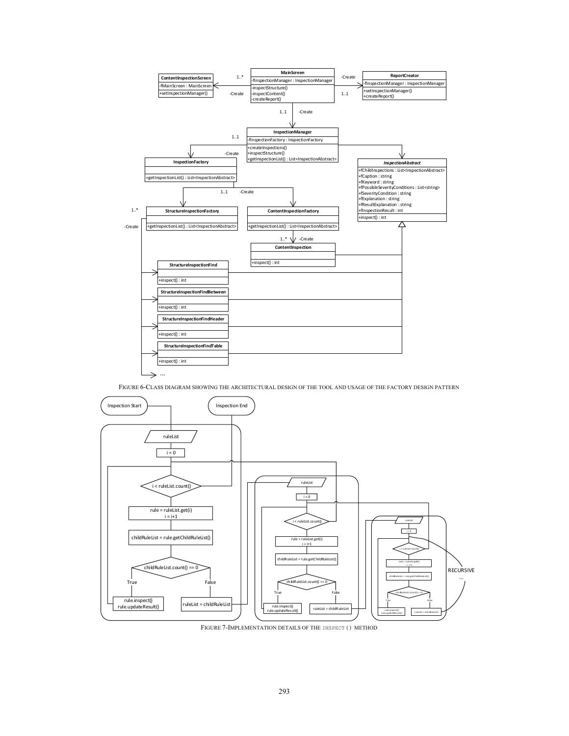FIGURE 6-CLASS DIAGRAM SHOWING THE ARCHITECTURAL DESIGN OF THE TOOL AND USAGE OF THE FACTORY DESIGN PATTERN

FIGURE 7-IMPLEMENTATION DETAILS OF THE `INSPECT()` METHOD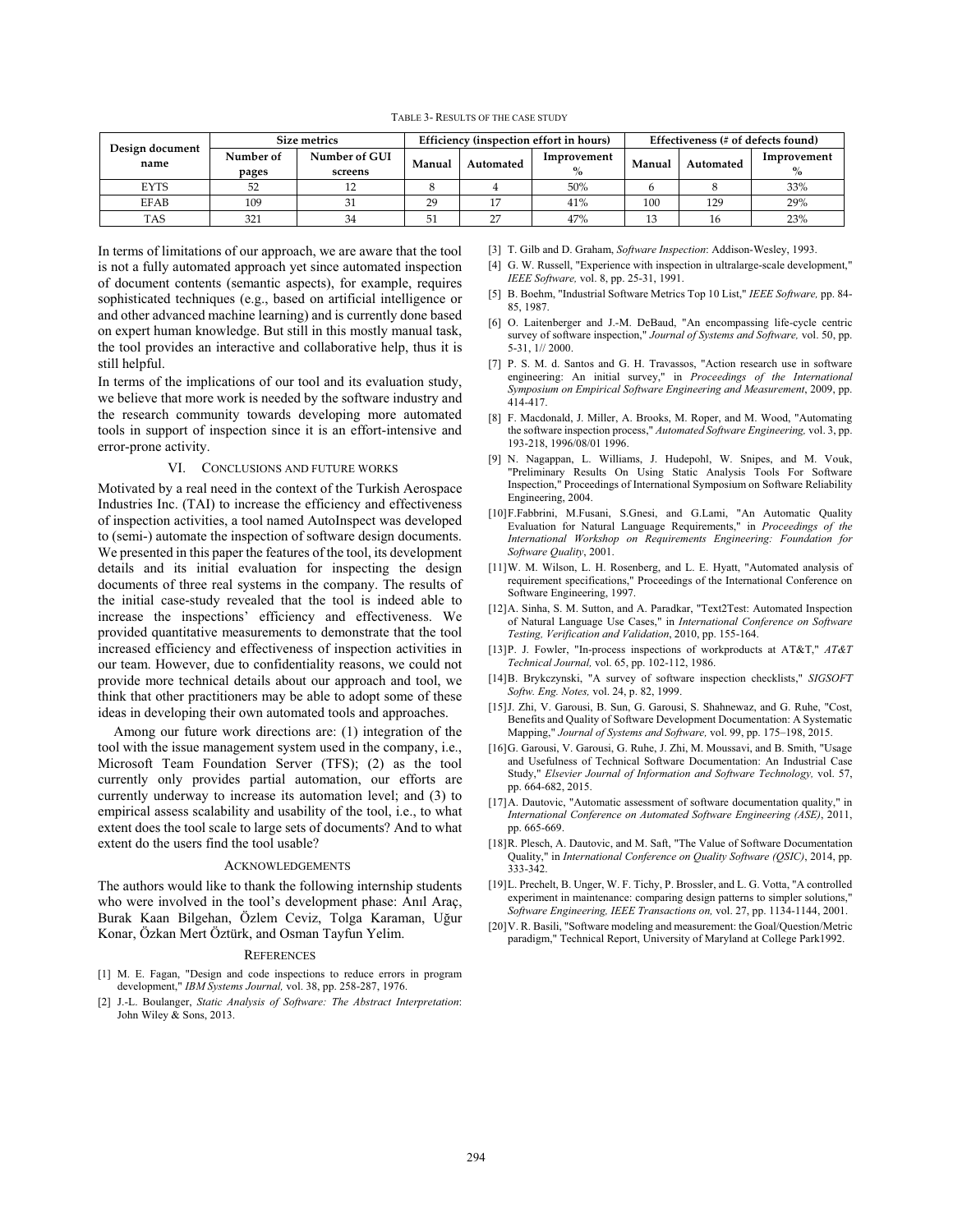TABLE 3- RESULTS OF THE CASE STUDY

| Design document name | Size metrics | | Efficiency (inspection effort in hours) | | | Effectiveness (# of defects found) | | |
|---|---|---|---|---|---|---|---|---|
| | Number of pages | Number of GUI screens | Manual | Automated | Improvement % | Manual | Automated | Improvement % |
| EYTS | 52 | 12 | 8 | 4 | 50% | 6 | 8 | 33% |
| EFAB | 109 | 31 | 29 | 17 | 41% | 100 | 129 | 29% |
| TAS | 321 | 34 | 51 | 27 | 47% | 13 | 16 | 23% |

In terms of limitations of our approach, we are aware that the tool is not a fully automated approach yet since automated inspection of document contents (semantic aspects), for example, requires sophisticated techniques (e.g., based on artificial intelligence or and other advanced machine learning) and is currently done based on expert human knowledge. But still in this mostly manual task, the tool provides an interactive and collaborative help, thus it is still helpful.

In terms of the implications of our tool and its evaluation study, we believe that more work is needed by the software industry and the research community towards developing more automated tools in support of inspection since it is an effort-intensive and error-prone activity.

## VI. CONCLUSIONS AND FUTURE WORKS

Motivated by a real need in the context of the Turkish Aerospace Industries Inc. (TAI) to increase the efficiency and effectiveness of inspection activities, a tool named AutoInspect was developed to (semi-) automate the inspection of software design documents. We presented in this paper the features of the tool, its development details and its initial evaluation for inspecting the design documents of three real systems in the company. The results of the initial case-study revealed that the tool is indeed able to increase the inspections' efficiency and effectiveness. We provided quantitative measurements to demonstrate that the tool increased efficiency and effectiveness of inspection activities in our team. However, due to confidentiality reasons, we could not provide more technical details about our approach and tool, we think that other practitioners may be able to adopt some of these ideas in developing their own automated tools and approaches.

Among our future work directions are: (1) integration of the tool with the issue management system used in the company, i.e., Microsoft Team Foundation Server (TFS); (2) as the tool currently only provides partial automation, our efforts are currently underway to increase its automation level; and (3) to empirical assess scalability and usability of the tool, i.e., to what extent does the tool scale to large sets of documents? And to what extent do the users find the tool usable?

## ACKNOWLEDGEMENTS

The authors would like to thank the following internship students who were involved in the tool's development phase: Anıl Araç, Burak Kaan Bilgehan, Özlem Ceviz, Tolga Karaman, Uğur Konar, Özkan Mert Öztürk, and Osman Tayfun Yelim.

## REFERENCES

[1] M. E. Fagan, "Design and code inspections to reduce errors in program development," *IBM Systems Journal,* vol. 38, pp. 258-287, 1976.

[2] J.-L. Boulanger, *Static Analysis of Software: The Abstract Interpretation*: John Wiley & Sons, 2013.

[3] T. Gilb and D. Graham, *Software Inspection*: Addison-Wesley, 1993.

[4] G. W. Russell, "Experience with inspection in ultralarge-scale development," *IEEE Software,* vol. 8, pp. 25-31, 1991.

[5] B. Boehm, "Industrial Software Metrics Top 10 List," *IEEE Software,* pp. 84-85, 1987.

[6] O. Laitenberger and J.-M. DeBaud, "An encompassing life-cycle centric survey of software inspection," *Journal of Systems and Software,* vol. 50, pp. 5-31, 1// 2000.

[7] P. S. M. d. Santos and G. H. Travassos, "Action research use in software engineering: An initial survey," in *Proceedings of the International Symposium on Empirical Software Engineering and Measurement*, 2009, pp. 414-417.

[8] F. Macdonald, J. Miller, A. Brooks, M. Roper, and M. Wood, "Automating the software inspection process," *Automated Software Engineering,* vol. 3, pp. 193-218, 1996/08/01 1996.

[9] N. Nagappan, L. Williams, J. Hudepohl, W. Snipes, and M. Vouk, "Preliminary Results On Using Static Analysis Tools For Software Inspection," Proceedings of International Symposium on Software Reliability Engineering, 2004.

[10] F.Fabbrini, M.Fusani, S.Gnesi, and G.Lami, "An Automatic Quality Evaluation for Natural Language Requirements," in *Proceedings of the International Workshop on Requirements Engineering: Foundation for Software Quality*, 2001.

[11] W. M. Wilson, L. H. Rosenberg, and L. E. Hyatt, "Automated analysis of requirement specifications," Proceedings of the International Conference on Software Engineering, 1997.

[12] A. Sinha, S. M. Sutton, and A. Paradkar, "Text2Test: Automated Inspection of Natural Language Use Cases," in *International Conference on Software Testing, Verification and Validation*, 2010, pp. 155-164.

[13] P. J. Fowler, "In-process inspections of workproducts at AT&T," *AT&T Technical Journal,* vol. 65, pp. 102-112, 1986.

[14] B. Brykczynski, "A survey of software inspection checklists," *SIGSOFT Softw. Eng. Notes,* vol. 24, p. 82, 1999.

[15] J. Zhi, V. Garousi, B. Sun, G. Garousi, S. Shahnewaz, and G. Ruhe, "Cost, Benefits and Quality of Software Development Documentation: A Systematic Mapping," *Journal of Systems and Software,* vol. 99, pp. 175–198, 2015.

[16] G. Garousi, V. Garousi, G. Ruhe, J. Zhi, M. Moussavi, and B. Smith, "Usage and Usefulness of Technical Software Documentation: An Industrial Case Study," *Elsevier Journal of Information and Software Technology,* vol. 57, pp. 664-682, 2015.

[17] A. Dautovic, "Automatic assessment of software documentation quality," in *International Conference on Automated Software Engineering (ASE)*, 2011, pp. 665-669.

[18] R. Plesch, A. Dautovic, and M. Saft, "The Value of Software Documentation Quality," in *International Conference on Quality Software (QSIC)*, 2014, pp. 333-342.

[19] L. Prechelt, B. Unger, W. F. Tichy, P. Brossler, and L. G. Votta, "A controlled experiment in maintenance: comparing design patterns to simpler solutions," *Software Engineering, IEEE Transactions on,* vol. 27, pp. 1134-1144, 2001.

[20] V. R. Basili, "Software modeling and measurement: the Goal/Question/Metric paradigm," Technical Report, University of Maryland at College Park1992.